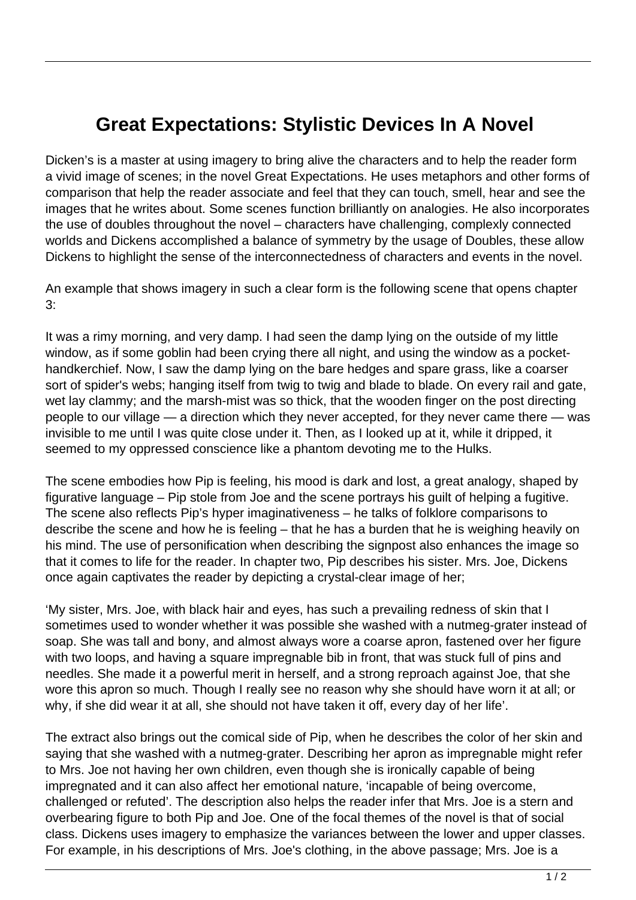# Great Expectations: Stylistic Devices In A Novel

Dicken's is a master at using imagery to bring alive the characters and to help the reader form a vivid image of scenes; in the novel Great Expectations. He uses metaphors and other forms of comparison that help the reader associate and feel that they can touch, smell, hear and see the images that he writes about. Some scenes function brilliantly on analogies. He also incorporates the use of doubles throughout the novel – characters have challenging, complexly connected worlds and Dickens accomplished a balance of symmetry by the usage of Doubles, these allow Dickens to highlight the sense of the interconnectedness of characters and events in the novel.

An example that shows imagery in such a clear form is the following scene that opens chapter 3:

It was a rimy morning, and very damp. I had seen the damp lying on the outside of my little window, as if some goblin had been crying there all night, and using the window as a pocket-handkerchief. Now, I saw the damp lying on the bare hedges and spare grass, like a coarser sort of spider's webs; hanging itself from twig to twig and blade to blade. On every rail and gate, wet lay clammy; and the marsh-mist was so thick, that the wooden finger on the post directing people to our village — a direction which they never accepted, for they never came there — was invisible to me until I was quite close under it. Then, as I looked up at it, while it dripped, it seemed to my oppressed conscience like a phantom devoting me to the Hulks.

The scene embodies how Pip is feeling, his mood is dark and lost, a great analogy, shaped by figurative language – Pip stole from Joe and the scene portrays his guilt of helping a fugitive. The scene also reflects Pip's hyper imaginativeness – he talks of folklore comparisons to describe the scene and how he is feeling – that he has a burden that he is weighing heavily on his mind. The use of personification when describing the signpost also enhances the image so that it comes to life for the reader. In chapter two, Pip describes his sister. Mrs. Joe, Dickens once again captivates the reader by depicting a crystal-clear image of her;

'My sister, Mrs. Joe, with black hair and eyes, has such a prevailing redness of skin that I sometimes used to wonder whether it was possible she washed with a nutmeg-grater instead of soap. She was tall and bony, and almost always wore a coarse apron, fastened over her figure with two loops, and having a square impregnable bib in front, that was stuck full of pins and needles. She made it a powerful merit in herself, and a strong reproach against Joe, that she wore this apron so much. Though I really see no reason why she should have worn it at all; or why, if she did wear it at all, she should not have taken it off, every day of her life'.

The extract also brings out the comical side of Pip, when he describes the color of her skin and saying that she washed with a nutmeg-grater. Describing her apron as impregnable might refer to Mrs. Joe not having her own children, even though she is ironically capable of being impregnated and it can also affect her emotional nature, 'incapable of being overcome, challenged or refuted'. The description also helps the reader infer that Mrs. Joe is a stern and overbearing figure to both Pip and Joe. One of the focal themes of the novel is that of social class. Dickens uses imagery to emphasize the variances between the lower and upper classes. For example, in his descriptions of Mrs. Joe's clothing, in the above passage; Mrs. Joe is a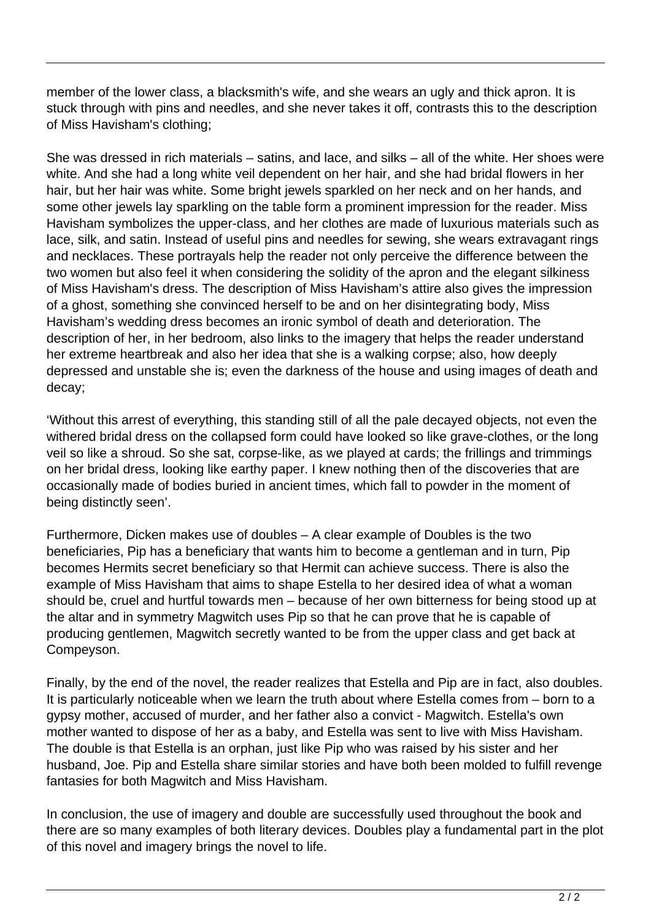member of the lower class, a blacksmith's wife, and she wears an ugly and thick apron. It is stuck through with pins and needles, and she never takes it off, contrasts this to the description of Miss Havisham's clothing;

She was dressed in rich materials – satins, and lace, and silks – all of the white. Her shoes were white. And she had a long white veil dependent on her hair, and she had bridal flowers in her hair, but her hair was white. Some bright jewels sparkled on her neck and on her hands, and some other jewels lay sparkling on the table form a prominent impression for the reader. Miss Havisham symbolizes the upper-class, and her clothes are made of luxurious materials such as lace, silk, and satin. Instead of useful pins and needles for sewing, she wears extravagant rings and necklaces. These portrayals help the reader not only perceive the difference between the two women but also feel it when considering the solidity of the apron and the elegant silkiness of Miss Havisham's dress. The description of Miss Havisham's attire also gives the impression of a ghost, something she convinced herself to be and on her disintegrating body, Miss Havisham's wedding dress becomes an ironic symbol of death and deterioration. The description of her, in her bedroom, also links to the imagery that helps the reader understand her extreme heartbreak and also her idea that she is a walking corpse; also, how deeply depressed and unstable she is; even the darkness of the house and using images of death and decay;

'Without this arrest of everything, this standing still of all the pale decayed objects, not even the withered bridal dress on the collapsed form could have looked so like grave-clothes, or the long veil so like a shroud. So she sat, corpse-like, as we played at cards; the frillings and trimmings on her bridal dress, looking like earthy paper. I knew nothing then of the discoveries that are occasionally made of bodies buried in ancient times, which fall to powder in the moment of being distinctly seen'.

Furthermore, Dicken makes use of doubles – A clear example of Doubles is the two beneficiaries, Pip has a beneficiary that wants him to become a gentleman and in turn, Pip becomes Hermits secret beneficiary so that Hermit can achieve success. There is also the example of Miss Havisham that aims to shape Estella to her desired idea of what a woman should be, cruel and hurtful towards men – because of her own bitterness for being stood up at the altar and in symmetry Magwitch uses Pip so that he can prove that he is capable of producing gentlemen, Magwitch secretly wanted to be from the upper class and get back at Compeyson.

Finally, by the end of the novel, the reader realizes that Estella and Pip are in fact, also doubles. It is particularly noticeable when we learn the truth about where Estella comes from – born to a gypsy mother, accused of murder, and her father also a convict - Magwitch. Estella's own mother wanted to dispose of her as a baby, and Estella was sent to live with Miss Havisham. The double is that Estella is an orphan, just like Pip who was raised by his sister and her husband, Joe. Pip and Estella share similar stories and have both been molded to fulfill revenge fantasies for both Magwitch and Miss Havisham.

In conclusion, the use of imagery and double are successfully used throughout the book and there are so many examples of both literary devices. Doubles play a fundamental part in the plot of this novel and imagery brings the novel to life.